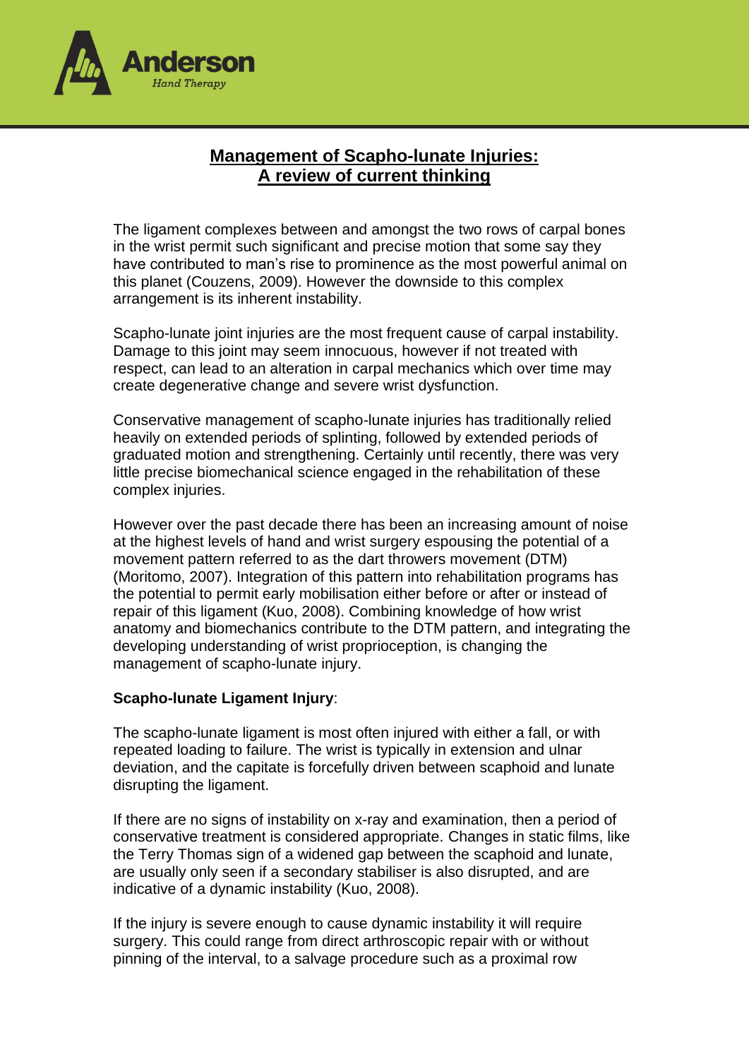# Management of Scapho-lunate Injuries: A review of current thinking

The ligament complexes between and amongst the two rows of carpal bones in the wrist permit such significant and precise motion that some say they have contributed to man's rise to prominence as the most powerful animal on this planet (Couzens, 2009). However the downside to this complex arrangement is its inherent instability.

Scapho-lunate joint injuries are the most frequent cause of carpal instability. Damage to this joint may seem innocuous, however if not treated with respect, can lead to an alteration in carpal mechanics which over time may create degenerative change and severe wrist dysfunction.

Conservative management of scapho-lunate injuries has traditionally relied heavily on extended periods of splinting, followed by extended periods of graduated motion and strengthening. Certainly until recently, there was very little precise biomechanical science engaged in the rehabilitation of these complex injuries.

However over the past decade there has been an increasing amount of noise at the highest levels of hand and wrist surgery espousing the potential of a movement pattern referred to as the dart throwers movement (DTM) (Moritomo, 2007). Integration of this pattern into rehabilitation programs has the potential to permit early mobilisation either before or after or instead of repair of this ligament (Kuo, 2008). Combining knowledge of how wrist anatomy and biomechanics contribute to the DTM pattern, and integrating the developing understanding of wrist proprioception, is changing the management of scapho-lunate injury.

**Scapho-lunate Ligament Injury**:

The scapho-lunate ligament is most often injured with either a fall, or with repeated loading to failure. The wrist is typically in extension and ulnar deviation, and the capitate is forcefully driven between scaphoid and lunate disrupting the ligament.

If there are no signs of instability on x-ray and examination, then a period of conservative treatment is considered appropriate. Changes in static films, like the Terry Thomas sign of a widened gap between the scaphoid and lunate, are usually only seen if a secondary stabiliser is also disrupted, and are indicative of a dynamic instability (Kuo, 2008).

If the injury is severe enough to cause dynamic instability it will require surgery. This could range from direct arthroscopic repair with or without pinning of the interval, to a salvage procedure such as a proximal row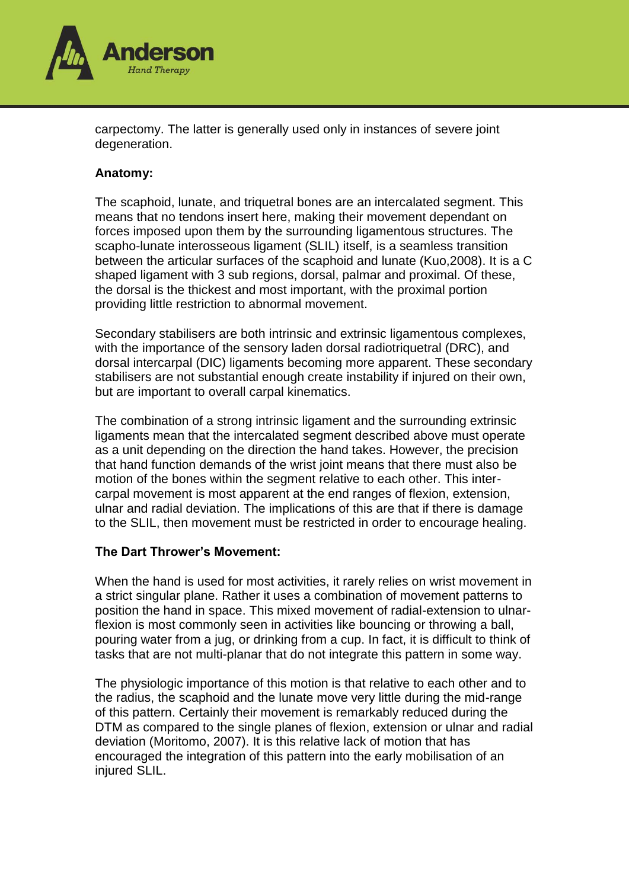carpectomy. The latter is generally used only in instances of severe joint degeneration.

**Anatomy:**

The scaphoid, lunate, and triquetral bones are an intercalated segment. This means that no tendons insert here, making their movement dependant on forces imposed upon them by the surrounding ligamentous structures. The scapho-lunate interosseous ligament (SLIL) itself, is a seamless transition between the articular surfaces of the scaphoid and lunate (Kuo,2008). It is a C shaped ligament with 3 sub regions, dorsal, palmar and proximal. Of these, the dorsal is the thickest and most important, with the proximal portion providing little restriction to abnormal movement.

Secondary stabilisers are both intrinsic and extrinsic ligamentous complexes, with the importance of the sensory laden dorsal radiotriquetral (DRC), and dorsal intercarpal (DIC) ligaments becoming more apparent. These secondary stabilisers are not substantial enough create instability if injured on their own, but are important to overall carpal kinematics.

The combination of a strong intrinsic ligament and the surrounding extrinsic ligaments mean that the intercalated segment described above must operate as a unit depending on the direction the hand takes. However, the precision that hand function demands of the wrist joint means that there must also be motion of the bones within the segment relative to each other. This inter-carpal movement is most apparent at the end ranges of flexion, extension, ulnar and radial deviation. The implications of this are that if there is damage to the SLIL, then movement must be restricted in order to encourage healing.

**The Dart Thrower's Movement:**

When the hand is used for most activities, it rarely relies on wrist movement in a strict singular plane. Rather it uses a combination of movement patterns to position the hand in space. This mixed movement of radial-extension to ulnar-flexion is most commonly seen in activities like bouncing or throwing a ball, pouring water from a jug, or drinking from a cup. In fact, it is difficult to think of tasks that are not multi-planar that do not integrate this pattern in some way.

The physiologic importance of this motion is that relative to each other and to the radius, the scaphoid and the lunate move very little during the mid-range of this pattern. Certainly their movement is remarkably reduced during the DTM as compared to the single planes of flexion, extension or ulnar and radial deviation (Moritomo, 2007). It is this relative lack of motion that has encouraged the integration of this pattern into the early mobilisation of an injured SLIL.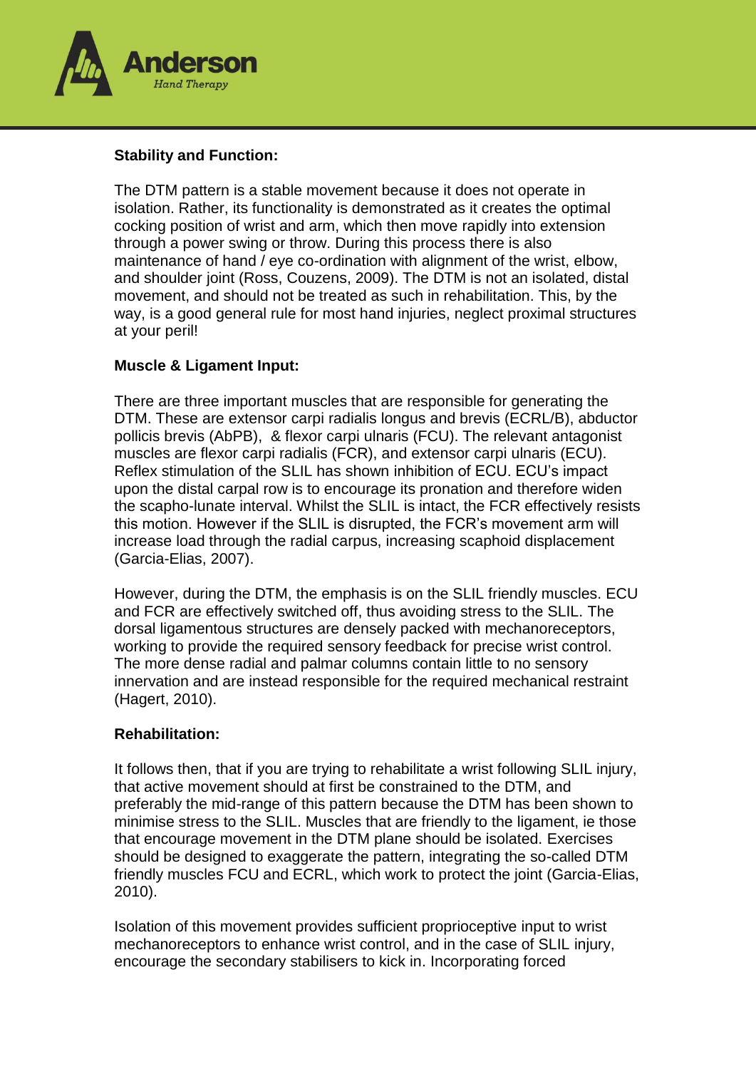**Stability and Function:**

The DTM pattern is a stable movement because it does not operate in isolation. Rather, its functionality is demonstrated as it creates the optimal cocking position of wrist and arm, which then move rapidly into extension through a power swing or throw. During this process there is also maintenance of hand / eye co-ordination with alignment of the wrist, elbow, and shoulder joint (Ross, Couzens, 2009). The DTM is not an isolated, distal movement, and should not be treated as such in rehabilitation. This, by the way, is a good general rule for most hand injuries, neglect proximal structures at your peril!

**Muscle & Ligament Input:**

There are three important muscles that are responsible for generating the DTM. These are extensor carpi radialis longus and brevis (ECRL/B), abductor pollicis brevis (AbPB), & flexor carpi ulnaris (FCU). The relevant antagonist muscles are flexor carpi radialis (FCR), and extensor carpi ulnaris (ECU). Reflex stimulation of the SLIL has shown inhibition of ECU. ECU's impact upon the distal carpal row is to encourage its pronation and therefore widen the scapho-lunate interval. Whilst the SLIL is intact, the FCR effectively resists this motion. However if the SLIL is disrupted, the FCR's movement arm will increase load through the radial carpus, increasing scaphoid displacement (Garcia-Elias, 2007).

However, during the DTM, the emphasis is on the SLIL friendly muscles. ECU and FCR are effectively switched off, thus avoiding stress to the SLIL. The dorsal ligamentous structures are densely packed with mechanoreceptors, working to provide the required sensory feedback for precise wrist control. The more dense radial and palmar columns contain little to no sensory innervation and are instead responsible for the required mechanical restraint (Hagert, 2010).

**Rehabilitation:**

It follows then, that if you are trying to rehabilitate a wrist following SLIL injury, that active movement should at first be constrained to the DTM, and preferably the mid-range of this pattern because the DTM has been shown to minimise stress to the SLIL. Muscles that are friendly to the ligament, ie those that encourage movement in the DTM plane should be isolated. Exercises should be designed to exaggerate the pattern, integrating the so-called DTM friendly muscles FCU and ECRL, which work to protect the joint (Garcia-Elias, 2010).

Isolation of this movement provides sufficient proprioceptive input to wrist mechanoreceptors to enhance wrist control, and in the case of SLIL injury, encourage the secondary stabilisers to kick in. Incorporating forced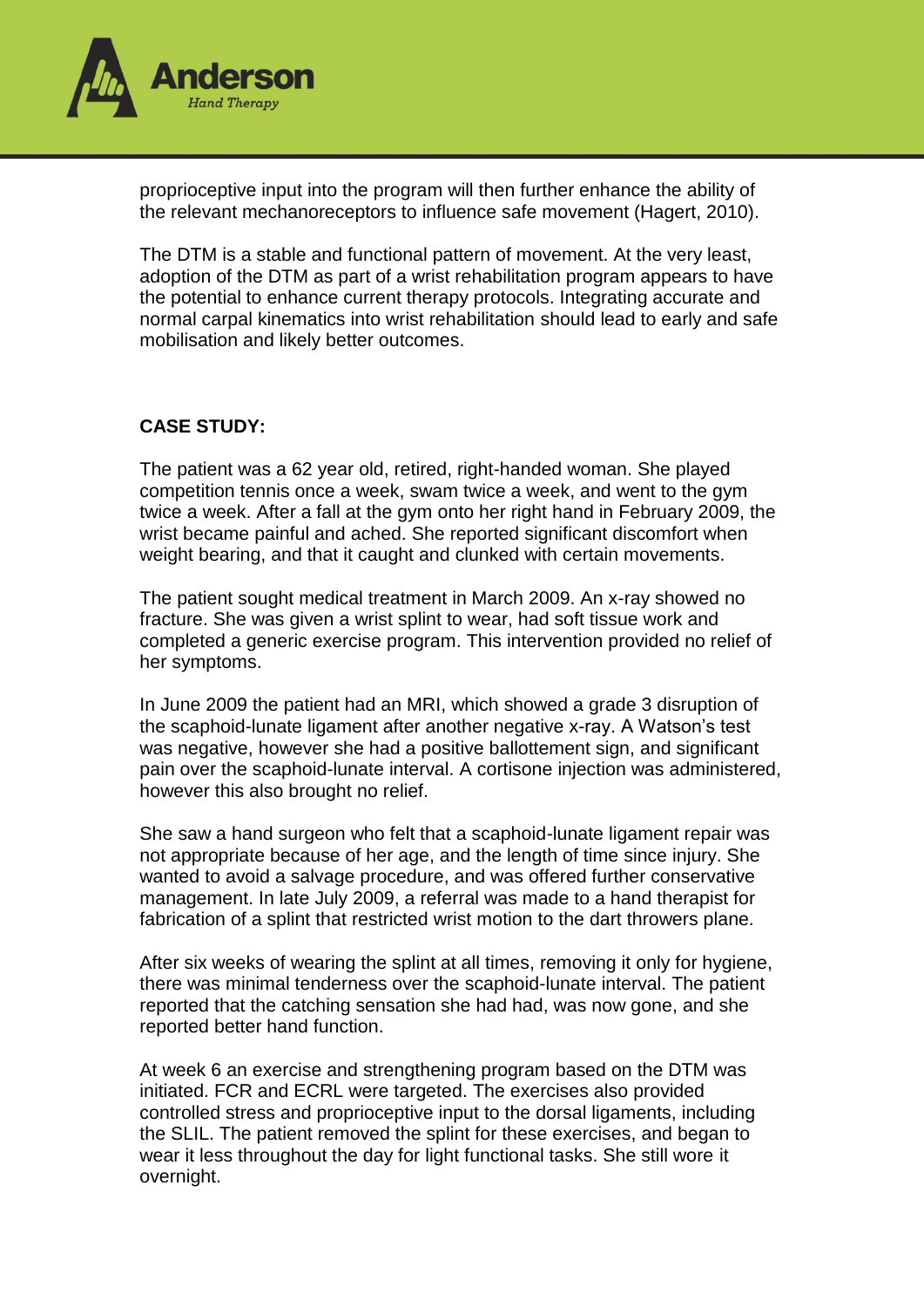proprioceptive input into the program will then further enhance the ability of the relevant mechanoreceptors to influence safe movement (Hagert, 2010).

The DTM is a stable and functional pattern of movement. At the very least, adoption of the DTM as part of a wrist rehabilitation program appears to have the potential to enhance current therapy protocols. Integrating accurate and normal carpal kinematics into wrist rehabilitation should lead to early and safe mobilisation and likely better outcomes.

**CASE STUDY:**

The patient was a 62 year old, retired, right-handed woman. She played competition tennis once a week, swam twice a week, and went to the gym twice a week. After a fall at the gym onto her right hand in February 2009, the wrist became painful and ached. She reported significant discomfort when weight bearing, and that it caught and clunked with certain movements.

The patient sought medical treatment in March 2009. An x-ray showed no fracture. She was given a wrist splint to wear, had soft tissue work and completed a generic exercise program. This intervention provided no relief of her symptoms.

In June 2009 the patient had an MRI, which showed a grade 3 disruption of the scaphoid-lunate ligament after another negative x-ray. A Watson's test was negative, however she had a positive ballottement sign, and significant pain over the scaphoid-lunate interval. A cortisone injection was administered, however this also brought no relief.

She saw a hand surgeon who felt that a scaphoid-lunate ligament repair was not appropriate because of her age, and the length of time since injury. She wanted to avoid a salvage procedure, and was offered further conservative management. In late July 2009, a referral was made to a hand therapist for fabrication of a splint that restricted wrist motion to the dart throwers plane.

After six weeks of wearing the splint at all times, removing it only for hygiene, there was minimal tenderness over the scaphoid-lunate interval. The patient reported that the catching sensation she had had, was now gone, and she reported better hand function.

At week 6 an exercise and strengthening program based on the DTM was initiated. FCR and ECRL were targeted. The exercises also provided controlled stress and proprioceptive input to the dorsal ligaments, including the SLIL. The patient removed the splint for these exercises, and began to wear it less throughout the day for light functional tasks. She still wore it overnight.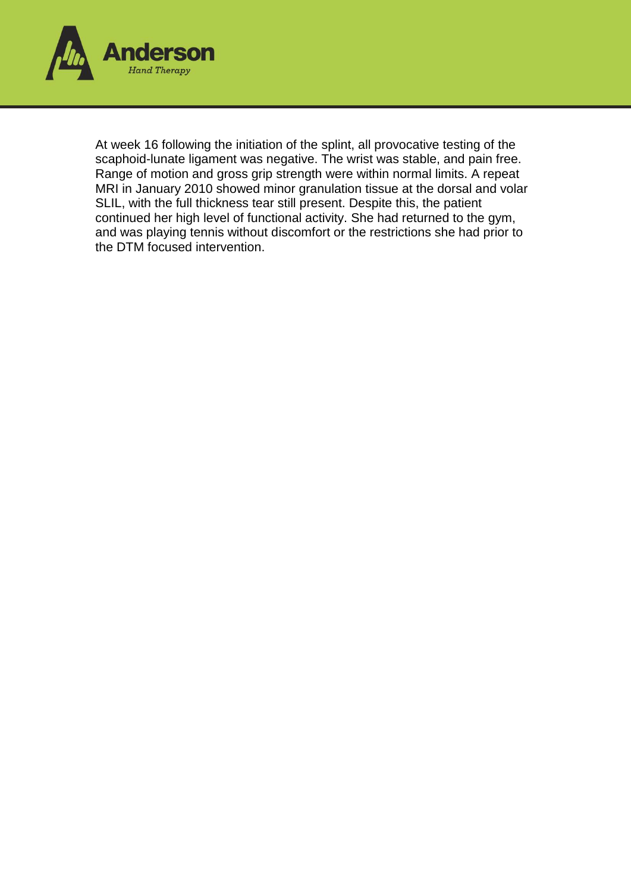At week 16 following the initiation of the splint, all provocative testing of the scaphoid-lunate ligament was negative. The wrist was stable, and pain free. Range of motion and gross grip strength were within normal limits. A repeat MRI in January 2010 showed minor granulation tissue at the dorsal and volar SLIL, with the full thickness tear still present. Despite this, the patient continued her high level of functional activity. She had returned to the gym, and was playing tennis without discomfort or the restrictions she had prior to the DTM focused intervention.